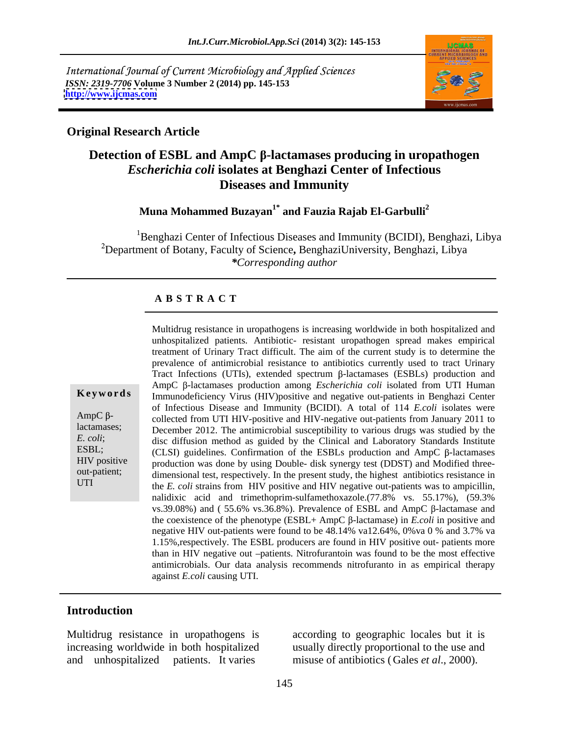International Journal of Current Microbiology and Applied Sciences
*ISSN: 2319-7706* **Volume 3 Number 2 (2014) pp. 145-153**
**http://www.ijcmas.com**

## Original Research Article

# Detection of ESBL and AmpC β-lactamases producing in uropathogen *Escherichia coli* isolates at Benghazi Center of Infectious Diseases and Immunity

**Muna Mohammed Buzayan[1*] and Fauzia Rajab El-Garbulli[2]**

[1]Benghazi Center of Infectious Diseases and Immunity (BCIDI), Benghazi, Libya
[2]Department of Botany, Faculty of Science**,** BenghaziUniversity, Benghazi, Libya
***Corresponding author**

### A B S T R A C T

**Keywords**

AmpC β-lactamases; *E. coli*; ESBL; HIV positive out-patient; UTI

Multidrug resistance in uropathogens is increasing worldwide in both hospitalized and unhospitalized patients. Antibiotic- resistant uropathogen spread makes empirical treatment of Urinary Tract difficult. The aim of the current study is to determine the prevalence of antimicrobial resistance to antibiotics currently used to tract Urinary Tract Infections (UTIs), extended spectrum β-lactamases (ESBLs) production and AmpC β-lactamases production among *Escherichia coli* isolated from UTI Human Immunodeficiency Virus (HIV)positive and negative out-patients in Benghazi Center of Infectious Disease and Immunity (BCIDI). A total of 114 *E.coli* isolates were collected from UTI HIV-positive and HIV-negative out-patients from January 2011 to December 2012. The antimicrobial susceptibility to various drugs was studied by the disc diffusion method as guided by the Clinical and Laboratory Standards Institute (CLSI) guidelines. Confirmation of the ESBLs production and AmpC β-lactamases production was done by using Double- disk synergy test (DDST) and Modified three-dimensional test, respectively. In the present study, the highest antibiotics resistance in the *E. coli* strains from HIV positive and HIV negative out-patients was to ampicillin, nalidixic acid and trimethoprim-sulfamethoxazole.(77.8% vs. 55.17%), (59.3% vs.39.08%) and ( 55.6% vs.36.8%). Prevalence of ESBL and AmpC β-lactamase and the coexistence of the phenotype (ESBL+ AmpC β-lactamase) in *E.coli* in positive and negative HIV out-patients were found to be 48.14% va12.64%, 0%va 0 % and 3.7% va 1.15%,respectively. The ESBL producers are found in HIV positive out- patients more than in HIV negative out –patients. Nitrofurantoin was found to be the most effective antimicrobials. Our data analysis recommends nitrofuranto in as empirical therapy against *E.coli* causing UTI.

## Introduction

Multidrug resistance in uropathogens is increasing worldwide in both hospitalized and unhospitalized patients. It varies according to geographic locales but it is usually directly proportional to the use and misuse of antibiotics (Gales *et al*., 2000).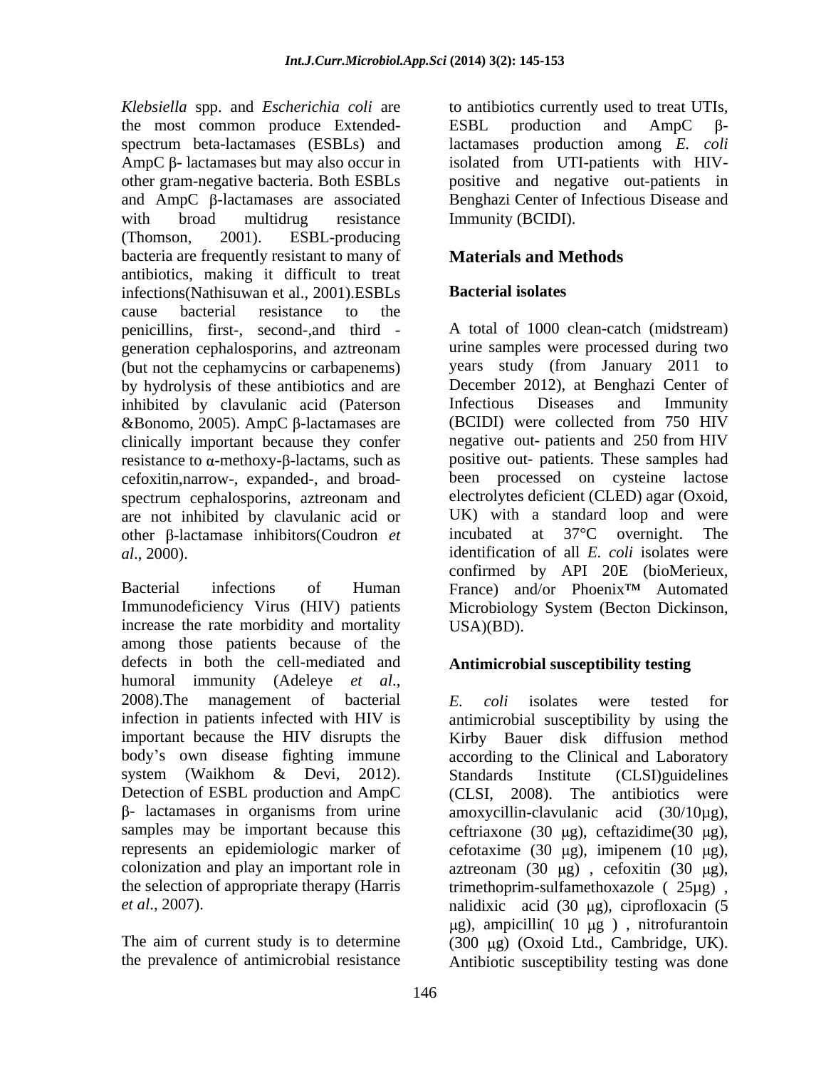*Klebsiella* spp. and *Escherichia coli* are the most common produce Extended-spectrum beta-lactamases (ESBLs) and AmpC β- lactamases but may also occur in other gram-negative bacteria. Both ESBLs and AmpC β-lactamases are associated with broad multidrug resistance (Thomson, 2001). ESBL-producing bacteria are frequently resistant to many of antibiotics, making it difficult to treat infections(Nathisuwan et al., 2001).ESBLs cause bacterial resistance to the penicillins, first-, second-,and third - generation cephalosporins, and aztreonam (but not the cephamycins or carbapenems) by hydrolysis of these antibiotics and are inhibited by clavulanic acid (Paterson &Bonomo, 2005). AmpC β-lactamases are clinically important because they confer resistance to α-methoxy-β-lactams, such as cefoxitin,narrow-, expanded-, and broad-spectrum cephalosporins, aztreonam and are not inhibited by clavulanic acid or other β-lactamase inhibitors(Coudron *et al*., 2000).

Bacterial infections of Human Immunodeficiency Virus (HIV) patients increase the rate morbidity and mortality among those patients because of the defects in both the cell-mediated and humoral immunity (Adeleye *et al*., 2008).The management of bacterial infection in patients infected with HIV is important because the HIV disrupts the body's own disease fighting immune system (Waikhom & Devi, 2012). Detection of ESBL production and AmpC β- lactamases in organisms from urine samples may be important because this represents an epidemiologic marker of colonization and play an important role in the selection of appropriate therapy (Harris *et al*., 2007).

The aim of current study is to determine the prevalence of antimicrobial resistance to antibiotics currently used to treat UTIs, ESBL production and AmpC β-lactamases production among *E. coli* isolated from UTI-patients with HIV-positive and negative out-patients in Benghazi Center of Infectious Disease and Immunity (BCIDI).

## Materials and Methods

### Bacterial isolates

A total of 1000 clean-catch (midstream) urine samples were processed during two years study (from January 2011 to December 2012), at Benghazi Center of Infectious Diseases and Immunity (BCIDI) were collected from 750 HIV negative out- patients and 250 from HIV positive out- patients. These samples had been processed on cysteine lactose electrolytes deficient (CLED) agar (Oxoid, UK) with a standard loop and were incubated at 37°C overnight. The identification of all *E. coli* isolates were confirmed by API 20E (bioMerieux, France) and/or Phoenix™ Automated Microbiology System (Becton Dickinson, USA)(BD).

### Antimicrobial susceptibility testing

*E. coli* isolates were tested for antimicrobial susceptibility by using the Kirby Bauer disk diffusion method according to the Clinical and Laboratory Standards Institute (CLSI)guidelines (CLSI, 2008). The antibiotics were amoxycillin-clavulanic acid (30/10μg), ceftriaxone (30 μg), ceftazidime(30 μg), cefotaxime (30 μg), imipenem (10 μg), aztreonam (30 μg) , cefoxitin (30 μg), trimethoprim-sulfamethoxazole ( 25μg) , nalidixic acid (30 μg), ciprofloxacin (5 μg), ampicillin( 10 μg ) , nitrofurantoin (300 μg) (Oxoid Ltd., Cambridge, UK). Antibiotic susceptibility testing was done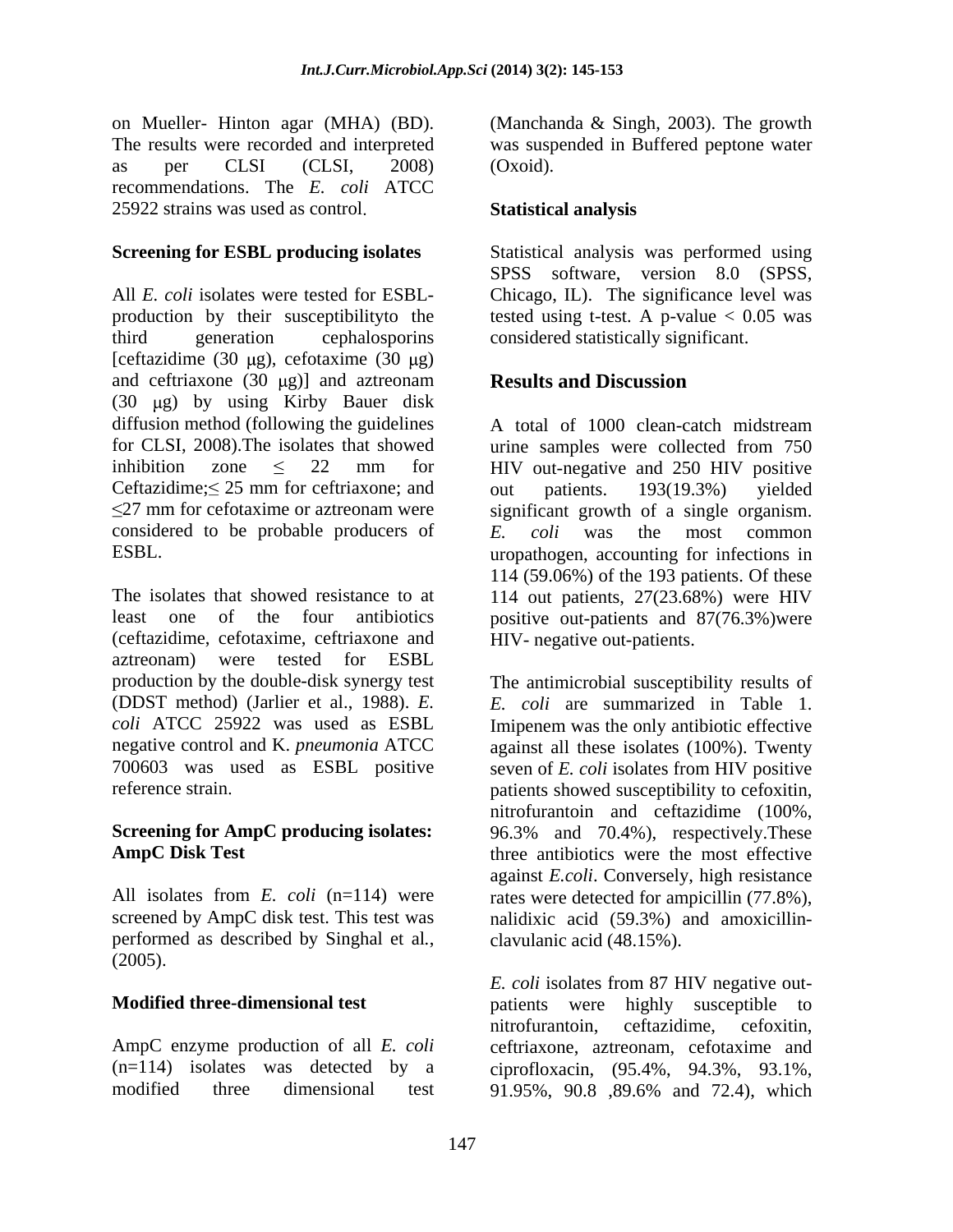on Mueller- Hinton agar (MHA) (BD). The results were recorded and interpreted as per CLSI (CLSI, 2008) recommendations. The *E. coli* ATCC 25922 strains was used as control.

**Screening for ESBL producing isolates**

All *E. coli* isolates were tested for ESBL-production by their susceptibilityto the third generation cephalosporins [ceftazidime (30 μg), cefotaxime (30 μg) and ceftriaxone (30 μg)] and aztreonam (30 μg) by using Kirby Bauer disk diffusion method (following the guidelines for CLSI, 2008).The isolates that showed inhibition zone ≤ 22 mm for Ceftazidime;≤ 25 mm for ceftriaxone; and ≤27 mm for cefotaxime or aztreonam were considered to be probable producers of ESBL.

The isolates that showed resistance to at least one of the four antibiotics (ceftazidime, cefotaxime, ceftriaxone and aztreonam) were tested for ESBL production by the double-disk synergy test (DDST method) (Jarlier et al., 1988). *E. coli* ATCC 25922 was used as ESBL negative control and K. *pneumonia* ATCC 700603 was used as ESBL positive reference strain.

**Screening for AmpC producing isolates: AmpC Disk Test**

All isolates from *E. coli* (n=114) were screened by AmpC disk test. This test was performed as described by Singhal et al., (2005).

**Modified three-dimensional test**

AmpC enzyme production of all *E. coli* (n=114) isolates was detected by a modified three dimensional test (Manchanda & Singh, 2003). The growth was suspended in Buffered peptone water (Oxoid).

**Statistical analysis**

Statistical analysis was performed using SPSS software, version 8.0 (SPSS, Chicago, IL). The significance level was tested using t-test. A p-value $< 0.05$ was considered statistically significant.

## Results and Discussion

A total of 1000 clean-catch midstream urine samples were collected from 750 HIV out-negative and 250 HIV positive out patients. 193(19.3%) yielded significant growth of a single organism. *E. coli* was the most common uropathogen, accounting for infections in 114 (59.06%) of the 193 patients. Of these 114 out patients, 27(23.68%) were HIV positive out-patients and 87(76.3%)were HIV- negative out-patients.

The antimicrobial susceptibility results of *E. coli* are summarized in Table 1. Imipenem was the only antibiotic effective against all these isolates (100%). Twenty seven of *E. coli* isolates from HIV positive patients showed susceptibility to cefoxitin, nitrofurantoin and ceftazidime (100%, 96.3% and 70.4%), respectively.These three antibiotics were the most effective against *E.coli*. Conversely, high resistance rates were detected for ampicillin (77.8%), nalidixic acid (59.3%) and amoxicillin-clavulanic acid (48.15%).

*E. coli* isolates from 87 HIV negative out-patients were highly susceptible to nitrofurantoin, ceftazidime, cefoxitin, ceftriaxone, aztreonam, cefotaxime and ciprofloxacin, (95.4%, 94.3%, 93.1%, 91.95%, 90.8 ,89.6% and 72.4), which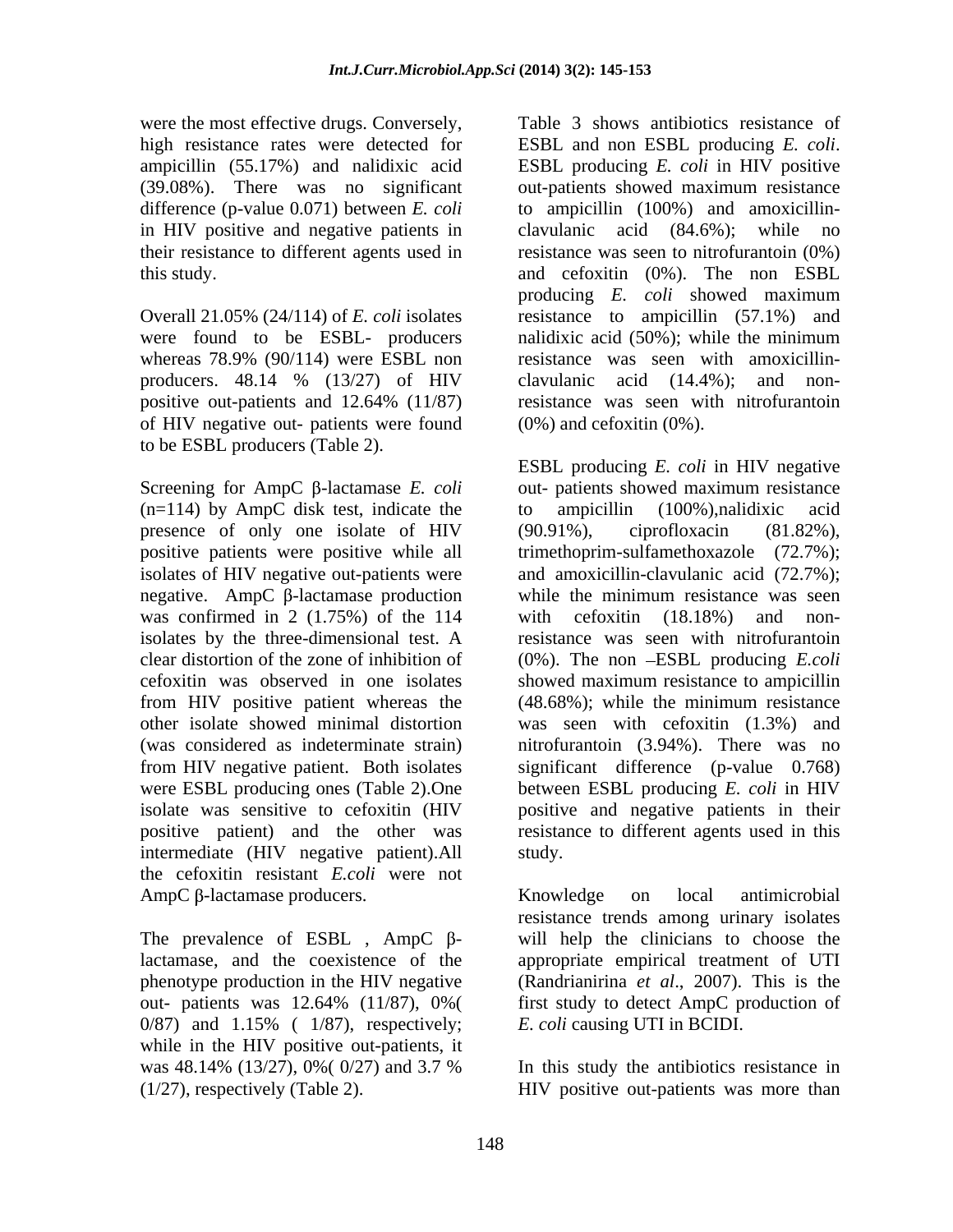were the most effective drugs. Conversely, high resistance rates were detected for ampicillin (55.17%) and nalidixic acid (39.08%). There was no significant difference (p-value 0.071) between *E. coli* in HIV positive and negative patients in their resistance to different agents used in this study.

Overall 21.05% (24/114) of *E. coli* isolates were found to be ESBL- producers whereas 78.9% (90/114) were ESBL non producers. 48.14 % (13/27) of HIV positive out-patients and 12.64% (11/87) of HIV negative out- patients were found to be ESBL producers (Table 2).

Screening for AmpC β-lactamase *E. coli* (n=114) by AmpC disk test, indicate the presence of only one isolate of HIV positive patients were positive while all isolates of HIV negative out-patients were negative. AmpC β-lactamase production was confirmed in 2 (1.75%) of the 114 isolates by the three-dimensional test. A clear distortion of the zone of inhibition of cefoxitin was observed in one isolates from HIV positive patient whereas the other isolate showed minimal distortion (was considered as indeterminate strain) from HIV negative patient. Both isolates were ESBL producing ones (Table 2).One isolate was sensitive to cefoxitin (HIV positive patient) and the other was intermediate (HIV negative patient).All the cefoxitin resistant *E.coli* were not AmpC β-lactamase producers.

The prevalence of ESBL , AmpC β-lactamase, and the coexistence of the phenotype production in the HIV negative out- patients was 12.64% (11/87), 0%( 0/87) and 1.15% ( 1/87), respectively; while in the HIV positive out-patients, it was 48.14% (13/27), 0%( 0/27) and 3.7 % (1/27), respectively (Table 2).

Table 3 shows antibiotics resistance of ESBL and non ESBL producing *E. coli*. ESBL producing *E. coli* in HIV positive out-patients showed maximum resistance to ampicillin (100%) and amoxicillin-clavulanic acid (84.6%); while no resistance was seen to nitrofurantoin (0%) and cefoxitin (0%). The non ESBL producing *E. coli* showed maximum resistance to ampicillin (57.1%) and nalidixic acid (50%); while the minimum resistance was seen with amoxicillin-clavulanic acid (14.4%); and non-resistance was seen with nitrofurantoin (0%) and cefoxitin (0%).

ESBL producing *E. coli* in HIV negative out- patients showed maximum resistance to ampicillin (100%),nalidixic acid (90.91%), ciprofloxacin (81.82%), trimethoprim-sulfamethoxazole (72.7%); and amoxicillin-clavulanic acid (72.7%); while the minimum resistance was seen with cefoxitin (18.18%) and non-resistance was seen with nitrofurantoin (0%). The non –ESBL producing *E.coli* showed maximum resistance to ampicillin (48.68%); while the minimum resistance was seen with cefoxitin (1.3%) and nitrofurantoin (3.94%). There was no significant difference (p-value 0.768) between ESBL producing *E. coli* in HIV positive and negative patients in their resistance to different agents used in this study.

Knowledge on local antimicrobial resistance trends among urinary isolates will help the clinicians to choose the appropriate empirical treatment of UTI (Randrianirina *et al*., 2007). This is the first study to detect AmpC production of *E. coli* causing UTI in BCIDI.

In this study the antibiotics resistance in HIV positive out-patients was more than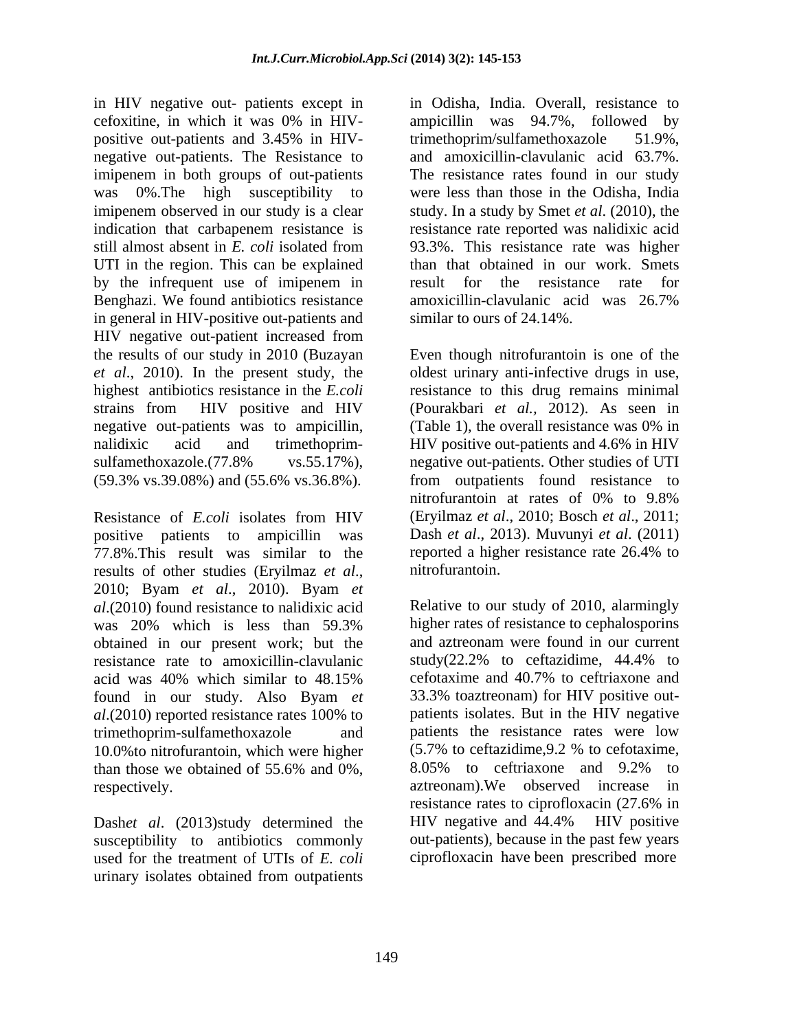in HIV negative out- patients except in cefoxitine, in which it was 0% in HIV-positive out-patients and 3.45% in HIV-negative out-patients. The Resistance to imipenem in both groups of out-patients was 0%.The high susceptibility to imipenem observed in our study is a clear indication that carbapenem resistance is still almost absent in *E. coli* isolated from UTI in the region. This can be explained by the infrequent use of imipenem in Benghazi. We found antibiotics resistance in general in HIV-positive out-patients and HIV negative out-patient increased from the results of our study in 2010 (Buzayan *et al*., 2010). In the present study, the highest antibiotics resistance in the *E.coli* strains from HIV positive and HIV negative out-patients was to ampicillin, nalidixic acid and trimethoprim-sulfamethoxazole.(77.8% vs.55.17%), (59.3% vs.39.08%) and (55.6% vs.36.8%).

Resistance of *E.coli* isolates from HIV positive patients to ampicillin was 77.8%.This result was similar to the results of other studies (Eryilmaz *et al*., 2010; Byam *et al*., 2010). Byam *et al*.(2010) found resistance to nalidixic acid was 20% which is less than 59.3% obtained in our present work; but the resistance rate to amoxicillin-clavulanic acid was 40% which similar to 48.15% found in our study. Also Byam *et al*.(2010) reported resistance rates 100% to trimethoprim-sulfamethoxazole and 10.0%to nitrofurantoin, which were higher than those we obtained of 55.6% and 0%, respectively.

Dash*et al*. (2013)study determined the susceptibility to antibiotics commonly used for the treatment of UTIs of *E. coli* urinary isolates obtained from outpatients in Odisha, India. Overall, resistance to ampicillin was 94.7%, followed by trimethoprim/sulfamethoxazole 51.9%, and amoxicillin-clavulanic acid 63.7%. The resistance rates found in our study were less than those in the Odisha, India study. In a study by Smet *et al*. (2010), the resistance rate reported was nalidixic acid 93.3%. This resistance rate was higher than that obtained in our work. Smets result for the resistance rate for amoxicillin-clavulanic acid was 26.7% similar to ours of 24.14%.

Even though nitrofurantoin is one of the oldest urinary anti-infective drugs in use, resistance to this drug remains minimal (Pourakbari *et al.,* 2012). As seen in (Table 1), the overall resistance was 0% in HIV positive out-patients and 4.6% in HIV negative out-patients. Other studies of UTI from outpatients found resistance to nitrofurantoin at rates of 0% to 9.8% (Eryilmaz *et al*., 2010; Bosch *et al*., 2011; Dash *et al*., 2013). Muvunyi *et al*. (2011) reported a higher resistance rate 26.4% to nitrofurantoin.

Relative to our study of 2010, alarmingly higher rates of resistance to cephalosporins and aztreonam were found in our current study(22.2% to ceftazidime, 44.4% to cefotaxime and 40.7% to ceftriaxone and 33.3% toaztreonam) for HIV positive out-patients isolates. But in the HIV negative patients the resistance rates were low (5.7% to ceftazidime,9.2 % to cefotaxime, 8.05% to ceftriaxone and 9.2% to aztreonam).We observed increase in resistance rates to ciprofloxacin (27.6% in HIV negative and 44.4% HIV positive out-patients), because in the past few years ciprofloxacin have been prescribed more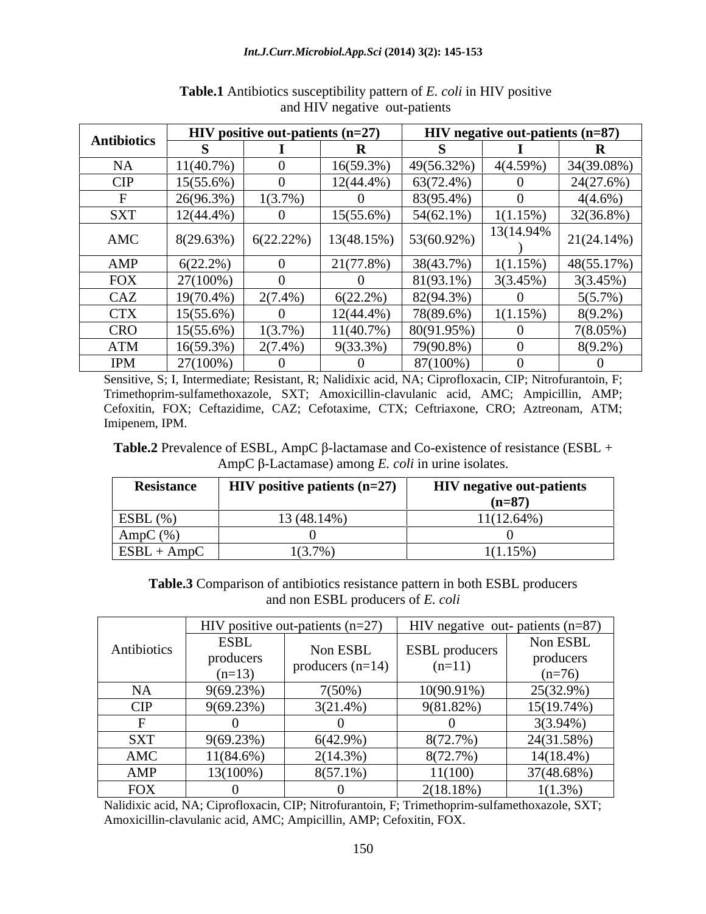**Table.1** Antibiotics susceptibility pattern of *E. coli* in HIV positive and HIV negative out-patients

| Antibiotics | HIV positive out-patients (n=27) | | | HIV negative out-patients (n=87) | | |
|---|---|---|---|---|---|---|
| | **S** | **I** | **R** | **S** | **I** | **R** |
| NA | 11(40.7%) | 0 | 16(59.3%) | 49(56.32%) | 4(4.59%) | 34(39.08%) |
| CIP | 15(55.6%) | 0 | 12(44.4%) | 63(72.4%) | 0 | 24(27.6%) |
| F | 26(96.3%) | 1(3.7%) | 0 | 83(95.4%) | 0 | 4(4.6%) |
| SXT | 12(44.4%) | 0 | 15(55.6%) | 54(62.1%) | 1(1.15%) | 32(36.8%) |
| AMC | 8(29.63%) | 6(22.22%) | 13(48.15%) | 53(60.92%) | 13(14.94%) | 21(24.14%) |
| AMP | 6(22.2%) | 0 | 21(77.8%) | 38(43.7%) | 1(1.15%) | 48(55.17%) |
| FOX | 27(100%) | 0 | 0 | 81(93.1%) | 3(3.45%) | 3(3.45%) |
| CAZ | 19(70.4%) | 2(7.4%) | 6(22.2%) | 82(94.3%) | 0 | 5(5.7%) |
| CTX | 15(55.6%) | 0 | 12(44.4%) | 78(89.6%) | 1(1.15%) | 8(9.2%) |
| CRO | 15(55.6%) | 1(3.7%) | 11(40.7%) | 80(91.95%) | 0 | 7(8.05%) |
| ATM | 16(59.3%) | 2(7.4%) | 9(33.3%) | 79(90.8%) | 0 | 8(9.2%) |
| IPM | 27(100%) | 0 | 0 | 87(100%) | 0 | 0 |

Sensitive, S; I, Intermediate; Resistant, R; Nalidixic acid, NA; Ciprofloxacin, CIP; Nitrofurantoin, F; Trimethoprim-sulfamethoxazole, SXT; Amoxicillin-clavulanic acid, AMC; Ampicillin, AMP; Cefoxitin, FOX; Ceftazidime, CAZ; Cefotaxime, CTX; Ceftriaxone, CRO; Aztreonam, ATM; Imipenem, IPM.

**Table.2** Prevalence of ESBL, AmpC β-lactamase and Co-existence of resistance (ESBL + AmpC β-Lactamase) among *E. coli* in urine isolates.

| Resistance | HIV positive patients (n=27) | HIV negative out-patients (n=87) |
|---|---|---|
| ESBL (%) | 13 (48.14%) | 11(12.64%) |
| AmpC (%) | 0 | 0 |
| ESBL + AmpC | 1(3.7%) | 1(1.15%) |

**Table.3** Comparison of antibiotics resistance pattern in both ESBL producers and non ESBL producers of *E. coli*

| Antibiotics | HIV positive out-patients (n=27) | | HIV negative out- patients (n=87) | |
|---|---|---|---|---|
| | ESBL producers (n=13) | Non ESBL producers (n=14) | ESBL producers (n=11) | Non ESBL producers (n=76) |
| NA | 9(69.23%) | 7(50%) | 10(90.91%) | 25(32.9%) |
| CIP | 9(69.23%) | 3(21.4%) | 9(81.82%) | 15(19.74%) |
| F | 0 | 0 | 0 | 3(3.94%) |
| SXT | 9(69.23%) | 6(42.9%) | 8(72.7%) | 24(31.58%) |
| AMC | 11(84.6%) | 2(14.3%) | 8(72.7%) | 14(18.4%) |
| AMP | 13(100%) | 8(57.1%) | 11(100) | 37(48.68%) |
| FOX | 0 | 0 | 2(18.18%) | 1(1.3%) |

Nalidixic acid, NA; Ciprofloxacin, CIP; Nitrofurantoin, F; Trimethoprim-sulfamethoxazole, SXT; Amoxicillin-clavulanic acid, AMC; Ampicillin, AMP; Cefoxitin, FOX.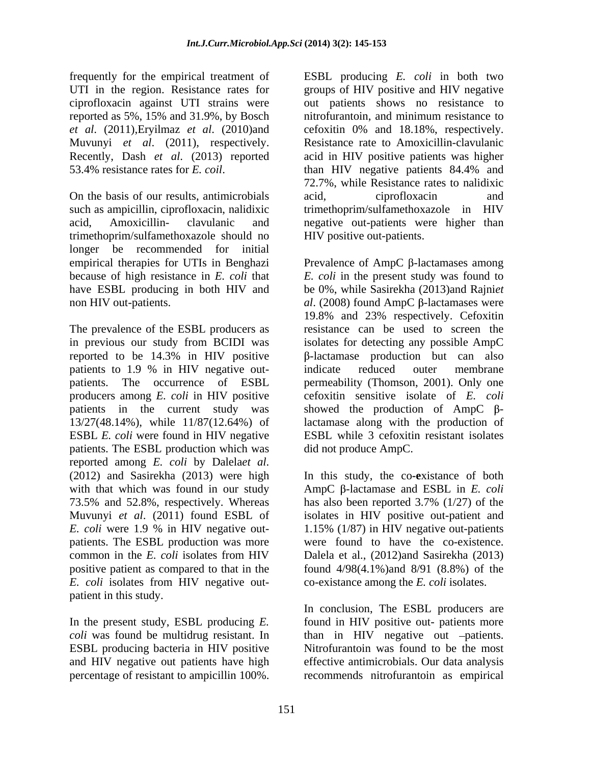frequently for the empirical treatment of UTI in the region. Resistance rates for ciprofloxacin against UTI strains were reported as 5%, 15% and 31.9%, by Bosch *et al*. (2011),Eryilmaz *et al*. (2010)and Muvunyi *et al*. (2011), respectively. Recently, Dash *et al*. (2013) reported 53.4% resistance rates for *E. coil*.

On the basis of our results, antimicrobials such as ampicillin, ciprofloxacin, nalidixic acid, Amoxicillin- clavulanic and trimethoprim/sulfamethoxazole should no longer be recommended for initial empirical therapies for UTIs in Benghazi because of high resistance in *E. coli* that have ESBL producing in both HIV and non HIV out-patients.

The prevalence of the ESBL producers as in previous our study from BCIDI was reported to be 14.3% in HIV positive patients to 1.9 % in HIV negative out-patients. The occurrence of ESBL producers among *E. coli* in HIV positive patients in the current study was 13/27(48.14%), while 11/87(12.64%) of ESBL *E. coli* were found in HIV negative patients. The ESBL production which was reported among *E. coli* by Dalela*et al*. (2012) and Sasirekha (2013) were high with that which was found in our study 73.5% and 52.8%, respectively. Whereas Muvunyi *et al*. (2011) found ESBL of *E. coli* were 1.9 % in HIV negative out-patients. The ESBL production was more common in the *E. coli* isolates from HIV positive patient as compared to that in the *E. coli* isolates from HIV negative out-patient in this study.

In the present study, ESBL producing *E. coli* was found be multidrug resistant. In ESBL producing bacteria in HIV positive and HIV negative out patients have high percentage of resistant to ampicillin 100%. ESBL producing *E. coli* in both two groups of HIV positive and HIV negative out patients shows no resistance to nitrofurantoin, and minimum resistance to cefoxitin 0% and 18.18%, respectively. Resistance rate to Amoxicillin-clavulanic acid in HIV positive patients was higher than HIV negative patients 84.4% and 72.7%, while Resistance rates to nalidixic acid, ciprofloxacin and trimethoprim/sulfamethoxazole in HIV negative out-patients were higher than HIV positive out-patients.

Prevalence of AmpC β-lactamases among *E. coli* in the present study was found to be 0%, while Sasirekha (2013)and Rajni*et al*. (2008) found AmpC β-lactamases were 19.8% and 23% respectively. Cefoxitin resistance can be used to screen the isolates for detecting any possible AmpC β-lactamase production but can also indicate reduced outer membrane permeability (Thomson, 2001). Only one cefoxitin sensitive isolate of *E. coli* showed the production of AmpC β-lactamase along with the production of ESBL while 3 cefoxitin resistant isolates did not produce AmpC.

In this study, the co-**e**xistance of both AmpC β-lactamase and ESBL in *E. coli* has also been reported 3.7% (1/27) of the isolates in HIV positive out-patient and 1.15% (1/87) in HIV negative out-patients were found to have the co-existence. Dalela et al., (2012)and Sasirekha (2013) found 4/98(4.1%)and 8/91 (8.8%) of the co-existance among the *E. coli* isolates.

In conclusion, The ESBL producers are found in HIV positive out- patients more than in HIV negative out –patients. Nitrofurantoin was found to be the most effective antimicrobials. Our data analysis recommends nitrofurantoin as empirical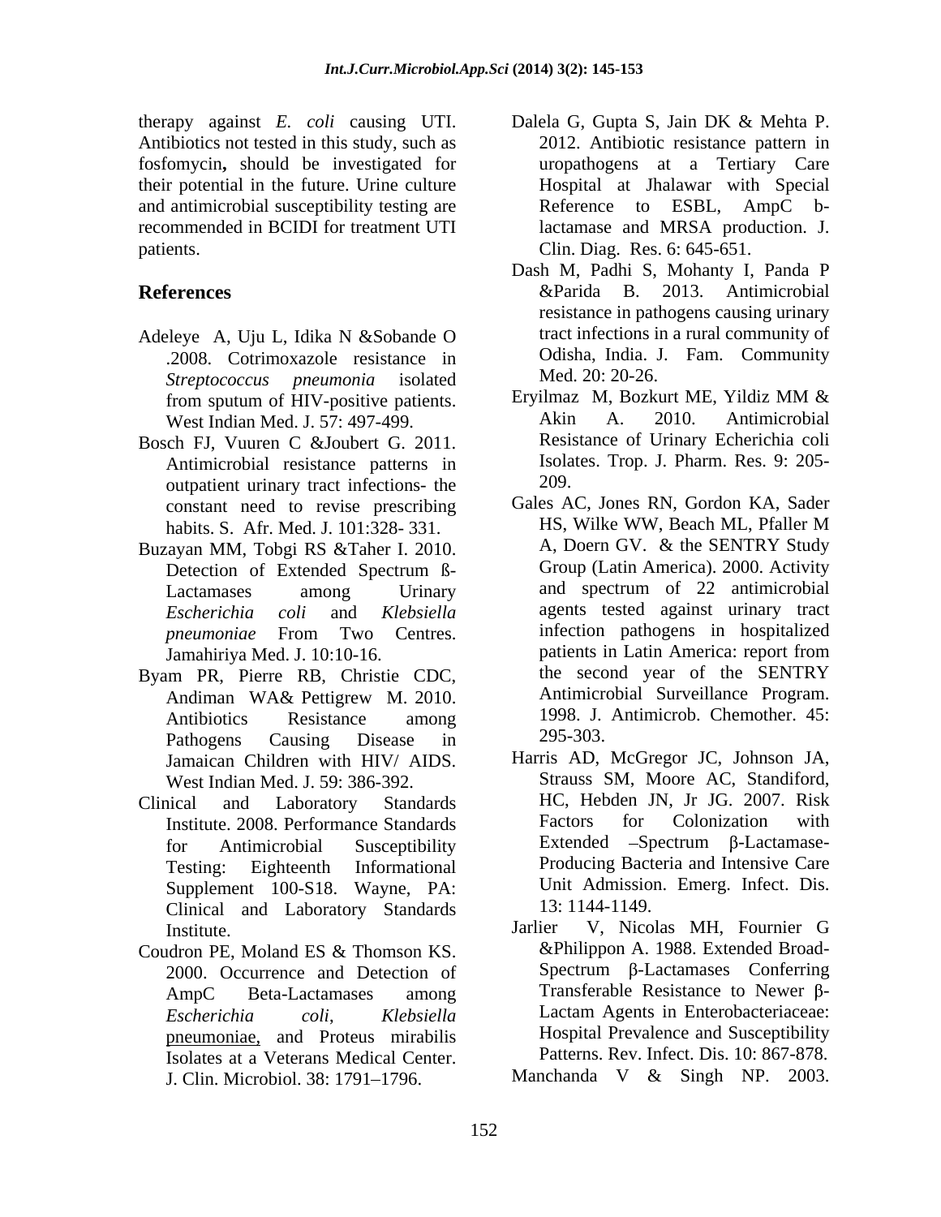therapy against *E. coli* causing UTI. Antibiotics not tested in this study, such as fosfomycin**,** should be investigated for their potential in the future. Urine culture and antimicrobial susceptibility testing are recommended in BCIDI for treatment UTI patients.

## References

Adeleye A, Uju L, Idika N &Sobande O .2008. Cotrimoxazole resistance in *Streptococcus pneumonia* isolated from sputum of HIV-positive patients. West Indian Med. J. 57: 497-499.

Bosch FJ, Vuuren C &Joubert G. 2011. Antimicrobial resistance patterns in outpatient urinary tract infections- the constant need to revise prescribing habits. S. Afr. Med. J. 101:328- 331.

Buzayan MM, Tobgi RS &Taher I. 2010. Detection of Extended Spectrum ß-Lactamases among Urinary *Escherichia coli* and *Klebsiella pneumoniae* From Two Centres. Jamahiriya Med. J. 10:10-16.

Byam PR, Pierre RB, Christie CDC, Andiman WA& Pettigrew M. 2010. Antibiotics Resistance among Pathogens Causing Disease in Jamaican Children with HIV/ AIDS. West Indian Med. J. 59: 386-392.

Clinical and Laboratory Standards Institute. 2008. Performance Standards for Antimicrobial Susceptibility Testing: Eighteenth Informational Supplement 100-S18. Wayne, PA: Clinical and Laboratory Standards Institute.

Coudron PE, Moland ES & Thomson KS. 2000. Occurrence and Detection of AmpC Beta-Lactamases among *Escherichia coli*, *Klebsiella* pneumoniae, and Proteus mirabilis Isolates at a Veterans Medical Center. J. Clin. Microbiol. 38: 1791–1796.

Dalela G, Gupta S, Jain DK & Mehta P. 2012. Antibiotic resistance pattern in uropathogens at a Tertiary Care Hospital at Jhalawar with Special Reference to ESBL, AmpC b-lactamase and MRSA production. J. Clin. Diag. Res. 6: 645-651.

Dash M, Padhi S, Mohanty I, Panda P &Parida B. 2013. Antimicrobial resistance in pathogens causing urinary tract infections in a rural community of Odisha, India. J. Fam. Community Med. 20: 20-26.

Eryilmaz M, Bozkurt ME, Yildiz MM & Akin A. 2010. Antimicrobial Resistance of Urinary Echerichia coli Isolates. Trop. J. Pharm. Res. 9: 205-209.

Gales AC, Jones RN, Gordon KA, Sader HS, Wilke WW, Beach ML, Pfaller M A, Doern GV. & the SENTRY Study Group (Latin America). 2000. Activity and spectrum of 22 antimicrobial agents tested against urinary tract infection pathogens in hospitalized patients in Latin America: report from the second year of the SENTRY Antimicrobial Surveillance Program. 1998. J. Antimicrob. Chemother. 45: 295-303.

Harris AD, McGregor JC, Johnson JA, Strauss SM, Moore AC, Standiford, HC, Hebden JN, Jr JG. 2007. Risk Factors for Colonization with Extended –Spectrum β-Lactamase-Producing Bacteria and Intensive Care Unit Admission. Emerg. Infect. Dis. 13: 1144-1149.

Jarlier V, Nicolas MH, Fournier G &Philippon A. 1988. Extended Broad-Spectrum β-Lactamases Conferring Transferable Resistance to Newer β-Lactam Agents in Enterobacteriaceae: Hospital Prevalence and Susceptibility Patterns. Rev. Infect. Dis. 10: 867-878.

Manchanda V & Singh NP. 2003.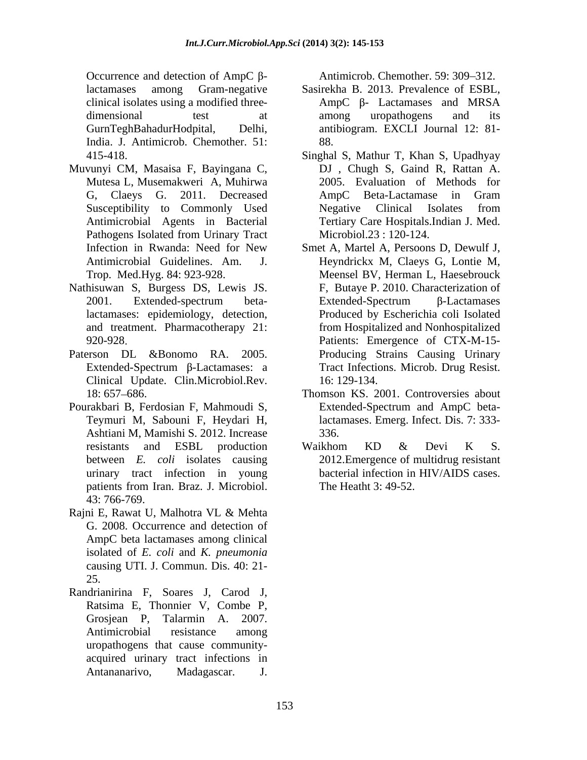Occurrence and detection of AmpC β-lactamases among Gram-negative clinical isolates using a modified three-dimensional test at GurnTeghBahadurHodpital, Delhi, India. J. Antimicrob. Chemother. 51: 415-418.

Muvunyi CM, Masaisa F, Bayingana C, Mutesa L, Musemakweri A, Muhirwa G, Claeys G. 2011. Decreased Susceptibility to Commonly Used Antimicrobial Agents in Bacterial Pathogens Isolated from Urinary Tract Infection in Rwanda: Need for New Antimicrobial Guidelines. Am. J. Trop. Med.Hyg. 84: 923-928.

Nathisuwan S, Burgess DS, Lewis JS. 2001. Extended-spectrum beta-lactamases: epidemiology, detection, and treatment. Pharmacotherapy 21: 920-928.

Paterson DL &Bonomo RA. 2005. Extended-Spectrum β-Lactamases: a Clinical Update. Clin.Microbiol.Rev. 18: 657–686.

Pourakbari B, Ferdosian F, Mahmoudi S, Teymuri M, Sabouni F, Heydari H, Ashtiani M, Mamishi S. 2012. Increase resistants and ESBL production between *E. coli* isolates causing urinary tract infection in young patients from Iran. Braz. J. Microbiol. 43: 766-769.

Rajni E, Rawat U, Malhotra VL & Mehta G. 2008. Occurrence and detection of AmpC beta lactamases among clinical isolated of *E. coli* and *K. pneumonia* causing UTI. J. Commun. Dis. 40: 21-25.

Randrianirina F, Soares J, Carod J, Ratsima E, Thonnier V, Combe P, Grosjean P, Talarmin A. 2007. Antimicrobial resistance among uropathogens that cause community-acquired urinary tract infections in Antananarivo, Madagascar. J. Antimicrob. Chemother. 59: 309–312.

Sasirekha B. 2013. Prevalence of ESBL, AmpC β- Lactamases and MRSA among uropathogens and its antibiogram. EXCLI Journal 12: 81-88.

Singhal S, Mathur T, Khan S, Upadhyay DJ , Chugh S, Gaind R, Rattan A. 2005. Evaluation of Methods for AmpC Beta-Lactamase in Gram Negative Clinical Isolates from Tertiary Care Hospitals.Indian J. Med. Microbiol.23 : 120-124.

Smet A, Martel A, Persoons D, Dewulf J, Heyndrickx M, Claeys G, Lontie M, Meensel BV, Herman L, Haesebrouck F, Butaye P. 2010. Characterization of Extended-Spectrum β-Lactamases Produced by Escherichia coli Isolated from Hospitalized and Nonhospitalized Patients: Emergence of CTX-M-15-Producing Strains Causing Urinary Tract Infections. Microb. Drug Resist. 16: 129-134.

Thomson KS. 2001. Controversies about Extended-Spectrum and AmpC beta-lactamases. Emerg. Infect. Dis. 7: 333-336.

Waikhom KD & Devi K S. 2012.Emergence of multidrug resistant bacterial infection in HIV/AIDS cases. The Heatht 3: 49-52.